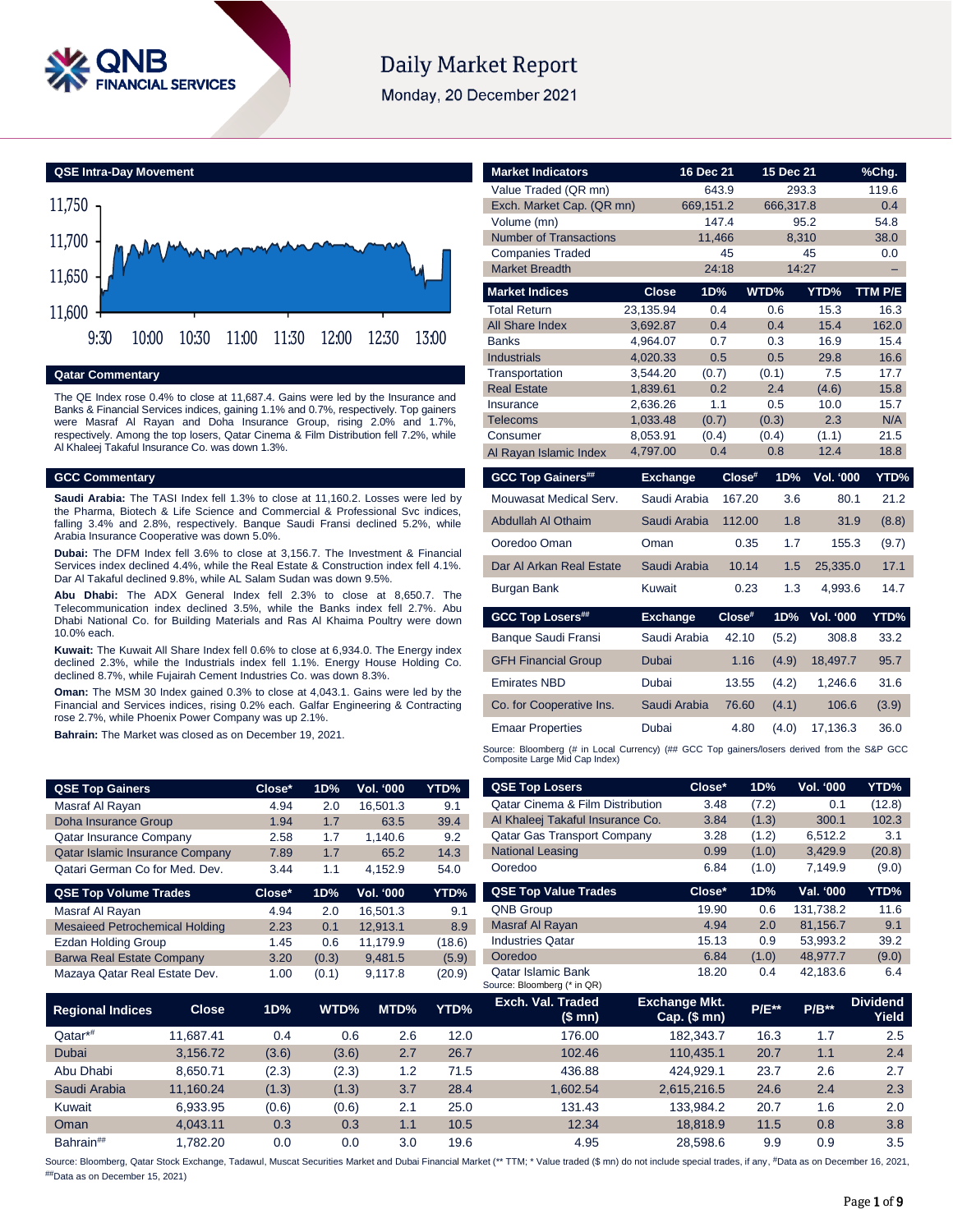# Daily Market Report

Monday, 20 December 2021

## QSE Intra-Day Movement

## Qatar Commentary

The QE Index rose 0.4% to close at 11,687.4. Gains were led by the Insurance and Banks & Financial Services indices, gaining 1.1% and 0.7%, respectively. Top gainers were Masraf Al Rayan and Doha Insurance Group, rising 2.0% and 1.7%, respectively. Among the top losers, Qatar Cinema & Film Distribution fell 7.2%, while Al Khaleej Takaful Insurance Co. was down 1.3%.

## GCC Commentary

**Saudi Arabia:** The TASI Index fell 1.3% to close at 11,160.2. Losses were led by the Pharma, Biotech & Life Science and Commercial & Professional Svc indices, falling 3.4% and 2.8%, respectively. Banque Saudi Fransi declined 5.2%, while Arabia Insurance Cooperative was down 5.0%.

**Dubai:** The DFM Index fell 3.6% to close at 3,156.7. The Investment & Financial Services index declined 4.4%, while the Real Estate & Construction index fell 4.1%. Dar Al Takaful declined 9.8%, while AL Salam Sudan was down 9.5%.

**Abu Dhabi:** The ADX General Index fell 2.3% to close at 8,650.7. The Telecommunication index declined 3.5%, while the Banks index fell 2.7%. Abu Dhabi National Co. for Building Materials and Ras Al Khaima Poultry were down 10.0% each.

**Kuwait:** The Kuwait All Share Index fell 0.6% to close at 6,934.0. The Energy index declined 2.3%, while the Industrials index fell 1.1%. Energy House Holding Co. declined 8.7%, while Fujairah Cement Industries Co. was down 8.3%.

**Oman:** The MSM 30 Index gained 0.3% to close at 4,043.1. Gains were led by the Financial and Services indices, rising 0.2% each. Galfar Engineering & Contracting rose 2.7%, while Phoenix Power Company was up 2.1%.

**Bahrain:** The Market was closed as on December 19, 2021.

| Market Indicators | 16 Dec 21 | 15 Dec 21 | %Chg. |
|---|---|---|---|
| Value Traded (QR mn) | 643.9 | 293.3 | 119.6 |
| Exch. Market Cap. (QR mn) | 669,151.2 | 666,317.8 | 0.4 |
| Volume (mn) | 147.4 | 95.2 | 54.8 |
| Number of Transactions | 11,466 | 8,310 | 38.0 |
| Companies Traded | 45 | 45 | 0.0 |
| Market Breadth | 24:18 | 14:27 | – |

| Market Indices | Close | 1D% | WTD% | YTD% | TTM P/E |
|---|---|---|---|---|---|
| Total Return | 23,135.94 | 0.4 | 0.6 | 15.3 | 16.3 |
| All Share Index | 3,692.87 | 0.4 | 0.4 | 15.4 | 162.0 |
| Banks | 4,964.07 | 0.7 | 0.3 | 16.9 | 15.4 |
| Industrials | 4,020.33 | 0.5 | 0.5 | 29.8 | 16.6 |
| Transportation | 3,544.20 | (0.7) | (0.1) | 7.5 | 17.7 |
| Real Estate | 1,839.61 | 0.2 | 2.4 | (4.6) | 15.8 |
| Insurance | 2,636.26 | 1.1 | 0.5 | 10.0 | 15.7 |
| Telecoms | 1,033.48 | (0.7) | (0.3) | 2.3 | N/A |
| Consumer | 8,053.91 | (0.4) | (0.4) | (1.1) | 21.5 |
| Al Rayan Islamic Index | 4,797.00 | 0.4 | 0.8 | 12.4 | 18.8 |

| GCC Top Gainers## | Exchange | Close# | 1D% | Vol. '000 | YTD% |
|---|---|---|---|---|---|
| Mouwasat Medical Serv. | Saudi Arabia | 167.20 | 3.6 | 80.1 | 21.2 |
| Abdullah Al Othaim | Saudi Arabia | 112.00 | 1.8 | 31.9 | (8.8) |
| Ooredoo Oman | Oman | 0.35 | 1.7 | 155.3 | (9.7) |
| Dar Al Arkan Real Estate | Saudi Arabia | 10.14 | 1.5 | 25,335.0 | 17.1 |
| Burgan Bank | Kuwait | 0.23 | 1.3 | 4,993.6 | 14.7 |

| GCC Top Losers## | Exchange | Close# | 1D% | Vol. '000 | YTD% |
|---|---|---|---|---|---|
| Banque Saudi Fransi | Saudi Arabia | 42.10 | (5.2) | 308.8 | 33.2 |
| GFH Financial Group | Dubai | 1.16 | (4.9) | 18,497.7 | 95.7 |
| Emirates NBD | Dubai | 13.55 | (4.2) | 1,246.6 | 31.6 |
| Co. for Cooperative Ins. | Saudi Arabia | 76.60 | (4.1) | 106.6 | (3.9) |
| Emaar Properties | Dubai | 4.80 | (4.0) | 17,136.3 | 36.0 |

Source: Bloomberg (# in Local Currency) (## GCC Top gainers/losers derived from the S&P GCC Composite Large Mid Cap Index)

| QSE Top Gainers | Close* | 1D% | Vol. '000 | YTD% |
|---|---|---|---|---|
| Masraf Al Rayan | 4.94 | 2.0 | 16,501.3 | 9.1 |
| Doha Insurance Group | 1.94 | 1.7 | 63.5 | 39.4 |
| Qatar Insurance Company | 2.58 | 1.7 | 1,140.6 | 9.2 |
| Qatar Islamic Insurance Company | 7.89 | 1.7 | 65.2 | 14.3 |
| Qatari German Co for Med. Dev. | 3.44 | 1.1 | 4,152.9 | 54.0 |

| QSE Top Volume Trades | Close* | 1D% | Vol. '000 | YTD% |
|---|---|---|---|---|
| Masraf Al Rayan | 4.94 | 2.0 | 16,501.3 | 9.1 |
| Mesaieed Petrochemical Holding | 2.23 | 0.1 | 12,913.1 | 8.9 |
| Ezdan Holding Group | 1.45 | 0.6 | 11,179.9 | (18.6) |
| Barwa Real Estate Company | 3.20 | (0.3) | 9,481.5 | (5.9) |
| Mazaya Qatar Real Estate Dev. | 1.00 | (0.1) | 9,117.8 | (20.9) |

| QSE Top Losers | Close* | 1D% | Vol. '000 | YTD% |
|---|---|---|---|---|
| Qatar Cinema & Film Distribution | 3.48 | (7.2) | 0.1 | (12.8) |
| Al Khaleej Takaful Insurance Co. | 3.84 | (1.3) | 300.1 | 102.3 |
| Qatar Gas Transport Company | 3.28 | (1.2) | 6,512.2 | 3.1 |
| National Leasing | 0.99 | (1.0) | 3,429.9 | (20.8) |
| Ooredoo | 6.84 | (1.0) | 7,149.9 | (9.0) |

| QSE Top Value Trades | Close* | 1D% | Val. '000 | YTD% |
|---|---|---|---|---|
| QNB Group | 19.90 | 0.6 | 131,738.2 | 11.6 |
| Masraf Al Rayan | 4.94 | 2.0 | 81,156.7 | 9.1 |
| Industries Qatar | 15.13 | 0.9 | 53,993.2 | 39.2 |
| Ooredoo | 6.84 | (1.0) | 48,977.7 | (9.0) |
| Qatar Islamic Bank | 18.20 | 0.4 | 42,183.6 | 6.4 |

Source: Bloomberg (* in QR)

| Regional Indices | Close | 1D% | WTD% | MTD% | YTD% | Exch. Val. Traded ($ mn) | Exchange Mkt. Cap. ($ mn) | P/E** | P/B** | Dividend Yield |
|---|---|---|---|---|---|---|---|---|---|---|
| Qatar*# | 11,687.41 | 0.4 | 0.6 | 2.6 | 12.0 | 176.00 | 182,343.7 | 16.3 | 1.7 | 2.5 |
| Dubai | 3,156.72 | (3.6) | (3.6) | 2.7 | 26.7 | 102.46 | 110,435.1 | 20.7 | 1.1 | 2.4 |
| Abu Dhabi | 8,650.71 | (2.3) | (2.3) | 1.2 | 71.5 | 436.88 | 424,929.1 | 23.7 | 2.6 | 2.7 |
| Saudi Arabia | 11,160.24 | (1.3) | (1.3) | 3.7 | 28.4 | 1,602.54 | 2,615,216.5 | 24.6 | 2.4 | 2.3 |
| Kuwait | 6,933.95 | (0.6) | (0.6) | 2.1 | 25.0 | 131.43 | 133,984.2 | 20.7 | 1.6 | 2.0 |
| Oman | 4,043.11 | 0.3 | 0.3 | 1.1 | 10.5 | 12.34 | 18,818.9 | 11.5 | 0.8 | 3.8 |
| Bahrain## | 1,782.20 | 0.0 | 0.0 | 3.0 | 19.6 | 4.95 | 28,598.6 | 9.9 | 0.9 | 3.5 |

Source: Bloomberg, Qatar Stock Exchange, Tadawul, Muscat Securities Market and Dubai Financial Market (** TTM; * Value traded ($ mn) do not include special trades, if any, #Data as on December 16, 2021, ##Data as on December 15, 2021)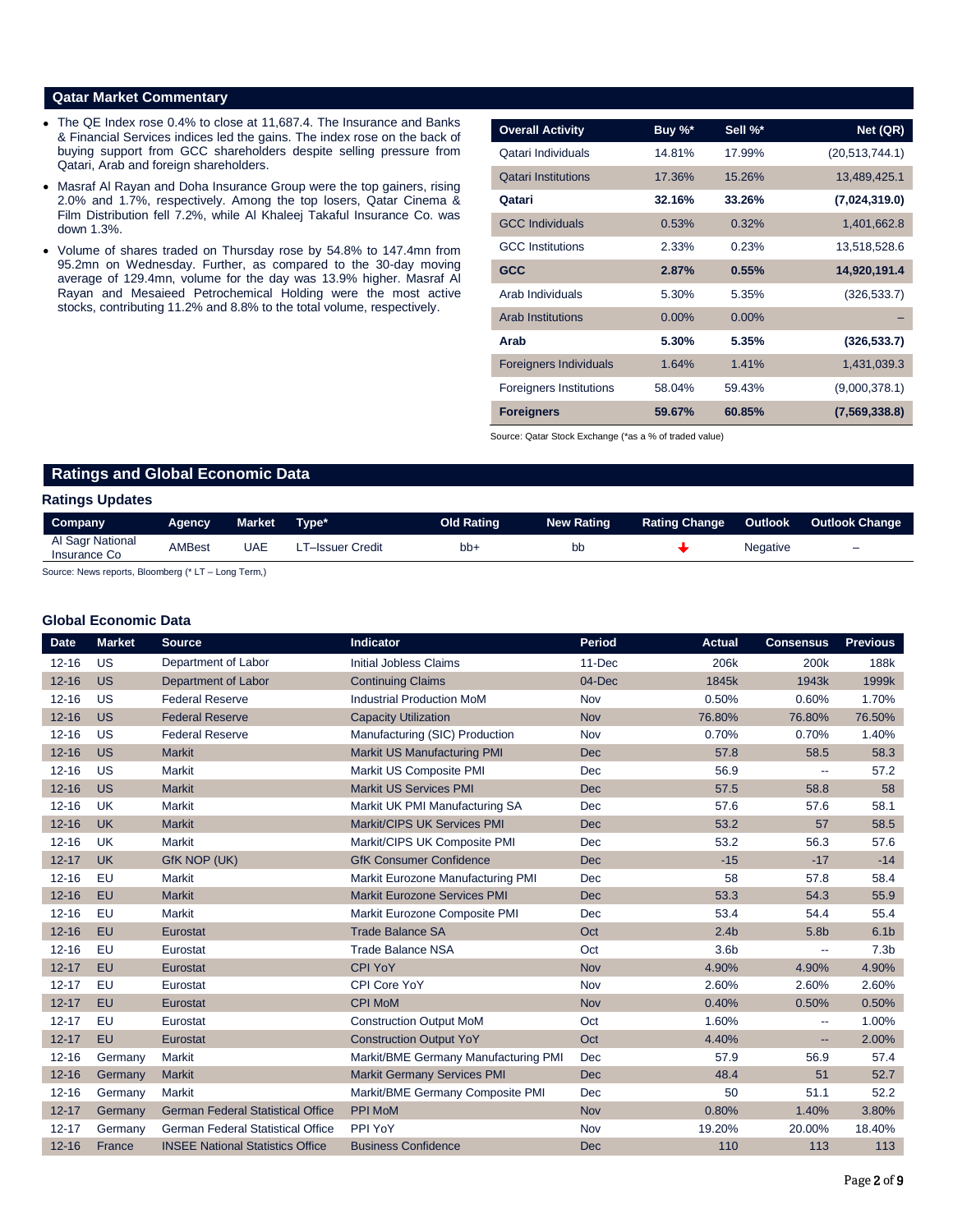## Qatar Market Commentary

- The QE Index rose 0.4% to close at 11,687.4. The Insurance and Banks & Financial Services indices led the gains. The index rose on the back of buying support from GCC shareholders despite selling pressure from Qatari, Arab and foreign shareholders.
- Masraf Al Rayan and Doha Insurance Group were the top gainers, rising 2.0% and 1.7%, respectively. Among the top losers, Qatar Cinema & Film Distribution fell 7.2%, while Al Khaleej Takaful Insurance Co. was down 1.3%.
- Volume of shares traded on Thursday rose by 54.8% to 147.4mn from 95.2mn on Wednesday. Further, as compared to the 30-day moving average of 129.4mn, volume for the day was 13.9% higher. Masraf Al Rayan and Mesaieed Petrochemical Holding were the most active stocks, contributing 11.2% and 8.8% to the total volume, respectively.

| Overall Activity | Buy %* | Sell %* | Net (QR) |
|---|---|---|---|
| Qatari Individuals | 14.81% | 17.99% | (20,513,744.1) |
| Qatari Institutions | 17.36% | 15.26% | 13,489,425.1 |
| **Qatari** | **32.16%** | **33.26%** | **(7,024,319.0)** |
| GCC Individuals | 0.53% | 0.32% | 1,401,662.8 |
| GCC Institutions | 2.33% | 0.23% | 13,518,528.6 |
| **GCC** | **2.87%** | **0.55%** | **14,920,191.4** |
| Arab Individuals | 5.30% | 5.35% | (326,533.7) |
| Arab Institutions | 0.00% | 0.00% | – |
| **Arab** | **5.30%** | **5.35%** | **(326,533.7)** |
| Foreigners Individuals | 1.64% | 1.41% | 1,431,039.3 |
| Foreigners Institutions | 58.04% | 59.43% | (9,000,378.1) |
| **Foreigners** | **59.67%** | **60.85%** | **(7,569,338.8)** |

Source: Qatar Stock Exchange (*as a % of traded value)

## Ratings and Global Economic Data

### Ratings Updates

| Company | Agency | Market | Type* | Old Rating | New Rating | Rating Change | Outlook | Outlook Change |
|---|---|---|---|---|---|---|---|---|
| Al Sagr National Insurance Co | AMBest | UAE | LT–Issuer Credit | bb+ | bb | ↓ | Negative | – |

Source: News reports, Bloomberg (* LT – Long Term,)

### Global Economic Data

| Date | Market | Source | Indicator | Period | Actual | Consensus | Previous |
|---|---|---|---|---|---|---|---|
| 12-16 | US | Department of Labor | Initial Jobless Claims | 11-Dec | 206k | 200k | 188k |
| 12-16 | US | Department of Labor | Continuing Claims | 04-Dec | 1845k | 1943k | 1999k |
| 12-16 | US | Federal Reserve | Industrial Production MoM | Nov | 0.50% | 0.60% | 1.70% |
| 12-16 | US | Federal Reserve | Capacity Utilization | Nov | 76.80% | 76.80% | 76.50% |
| 12-16 | US | Federal Reserve | Manufacturing (SIC) Production | Nov | 0.70% | 0.70% | 1.40% |
| 12-16 | US | Markit | Markit US Manufacturing PMI | Dec | 57.8 | 58.5 | 58.3 |
| 12-16 | US | Markit | Markit US Composite PMI | Dec | 56.9 | -- | 57.2 |
| 12-16 | US | Markit | Markit US Services PMI | Dec | 57.5 | 58.8 | 58 |
| 12-16 | UK | Markit | Markit UK PMI Manufacturing SA | Dec | 57.6 | 57.6 | 58.1 |
| 12-16 | UK | Markit | Markit/CIPS UK Services PMI | Dec | 53.2 | 57 | 58.5 |
| 12-16 | UK | Markit | Markit/CIPS UK Composite PMI | Dec | 53.2 | 56.3 | 57.6 |
| 12-17 | UK | GfK NOP (UK) | GfK Consumer Confidence | Dec | -15 | -17 | -14 |
| 12-16 | EU | Markit | Markit Eurozone Manufacturing PMI | Dec | 58 | 57.8 | 58.4 |
| 12-16 | EU | Markit | Markit Eurozone Services PMI | Dec | 53.3 | 54.3 | 55.9 |
| 12-16 | EU | Markit | Markit Eurozone Composite PMI | Dec | 53.4 | 54.4 | 55.4 |
| 12-16 | EU | Eurostat | Trade Balance SA | Oct | 2.4b | 5.8b | 6.1b |
| 12-16 | EU | Eurostat | Trade Balance NSA | Oct | 3.6b | -- | 7.3b |
| 12-17 | EU | Eurostat | CPI YoY | Nov | 4.90% | 4.90% | 4.90% |
| 12-17 | EU | Eurostat | CPI Core YoY | Nov | 2.60% | 2.60% | 2.60% |
| 12-17 | EU | Eurostat | CPI MoM | Nov | 0.40% | 0.50% | 0.50% |
| 12-17 | EU | Eurostat | Construction Output MoM | Oct | 1.60% | -- | 1.00% |
| 12-17 | EU | Eurostat | Construction Output YoY | Oct | 4.40% | -- | 2.00% |
| 12-16 | Germany | Markit | Markit/BME Germany Manufacturing PMI | Dec | 57.9 | 56.9 | 57.4 |
| 12-16 | Germany | Markit | Markit Germany Services PMI | Dec | 48.4 | 51 | 52.7 |
| 12-16 | Germany | Markit | Markit/BME Germany Composite PMI | Dec | 50 | 51.1 | 52.2 |
| 12-17 | Germany | German Federal Statistical Office | PPI MoM | Nov | 0.80% | 1.40% | 3.80% |
| 12-17 | Germany | German Federal Statistical Office | PPI YoY | Nov | 19.20% | 20.00% | 18.40% |
| 12-16 | France | INSEE National Statistics Office | Business Confidence | Dec | 110 | 113 | 113 |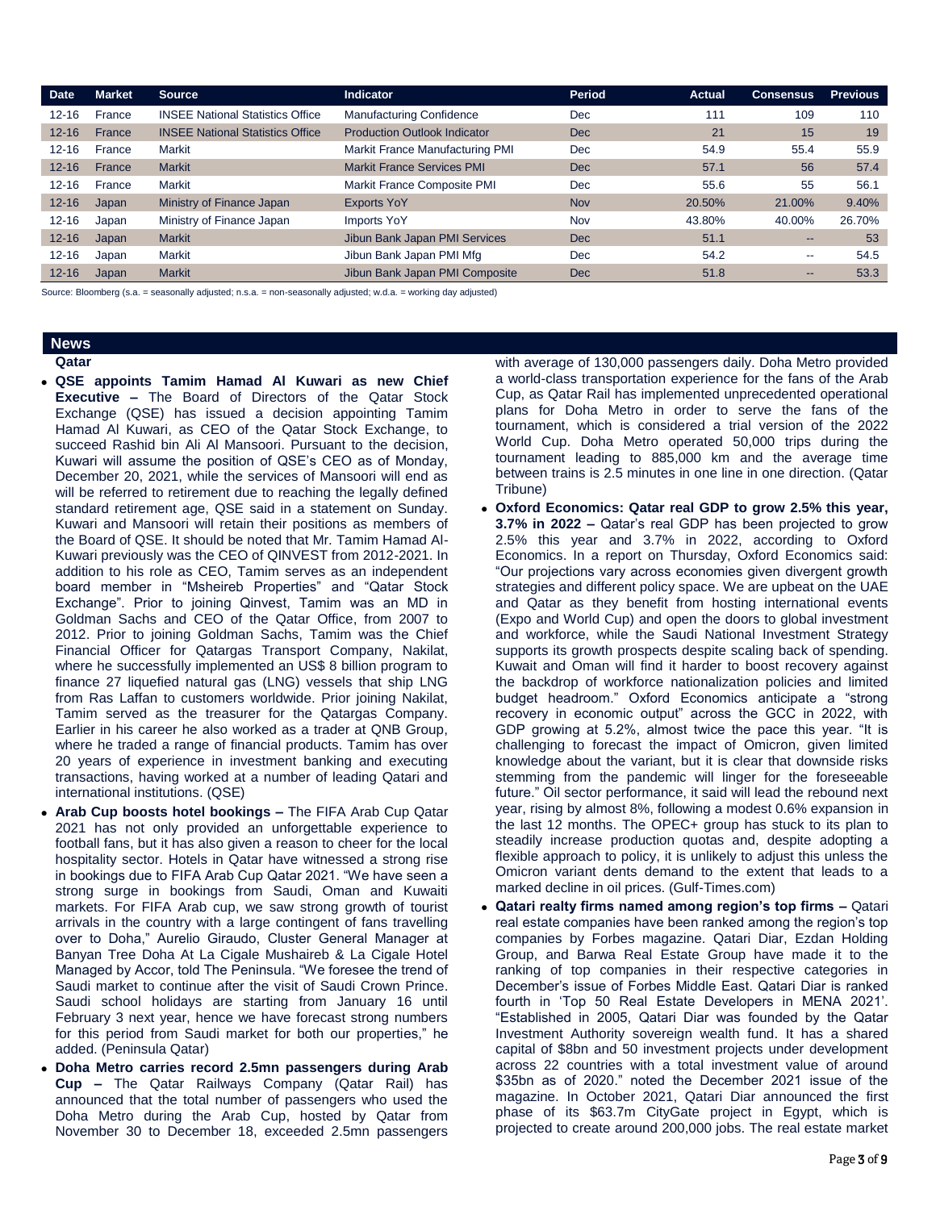| Date | Market | Source | Indicator | Period | Actual | Consensus | Previous |
|---|---|---|---|---|---|---|---|
| 12-16 | France | INSEE National Statistics Office | Manufacturing Confidence | Dec | 111 | 109 | 110 |
| 12-16 | France | INSEE National Statistics Office | Production Outlook Indicator | Dec | 21 | 15 | 19 |
| 12-16 | France | Markit | Markit France Manufacturing PMI | Dec | 54.9 | 55.4 | 55.9 |
| 12-16 | France | Markit | Markit France Services PMI | Dec | 57.1 | 56 | 57.4 |
| 12-16 | France | Markit | Markit France Composite PMI | Dec | 55.6 | 55 | 56.1 |
| 12-16 | Japan | Ministry of Finance Japan | Exports YoY | Nov | 20.50% | 21.00% | 9.40% |
| 12-16 | Japan | Ministry of Finance Japan | Imports YoY | Nov | 43.80% | 40.00% | 26.70% |
| 12-16 | Japan | Markit | Jibun Bank Japan PMI Services | Dec | 51.1 | -- | 53 |
| 12-16 | Japan | Markit | Jibun Bank Japan PMI Mfg | Dec | 54.2 | -- | 54.5 |
| 12-16 | Japan | Markit | Jibun Bank Japan PMI Composite | Dec | 51.8 | -- | 53.3 |

Source: Bloomberg (s.a. = seasonally adjusted; n.s.a. = non-seasonally adjusted; w.d.a. = working day adjusted)

## News

### Qatar

- **QSE appoints Tamim Hamad Al Kuwari as new Chief Executive –** The Board of Directors of the Qatar Stock Exchange (QSE) has issued a decision appointing Tamim Hamad Al Kuwari, as CEO of the Qatar Stock Exchange, to succeed Rashid bin Ali Al Mansoori. Pursuant to the decision, Kuwari will assume the position of QSE's CEO as of Monday, December 20, 2021, while the services of Mansoori will end as will be referred to retirement due to reaching the legally defined standard retirement age, QSE said in a statement on Sunday. Kuwari and Mansoori will retain their positions as members of the Board of QSE. It should be noted that Mr. Tamim Hamad Al-Kuwari previously was the CEO of QINVEST from 2012-2021. In addition to his role as CEO, Tamim serves as an independent board member in "Msheireb Properties" and "Qatar Stock Exchange". Prior to joining Qinvest, Tamim was an MD in Goldman Sachs and CEO of the Qatar Office, from 2007 to 2012. Prior to joining Goldman Sachs, Tamim was the Chief Financial Officer for Qatargas Transport Company, Nakilat, where he successfully implemented an US$ 8 billion program to finance 27 liquefied natural gas (LNG) vessels that ship LNG from Ras Laffan to customers worldwide. Prior joining Nakilat, Tamim served as the treasurer for the Qatargas Company. Earlier in his career he also worked as a trader at QNB Group, where he traded a range of financial products. Tamim has over 20 years of experience in investment banking and executing transactions, having worked at a number of leading Qatari and international institutions. (QSE)
- **Arab Cup boosts hotel bookings –** The FIFA Arab Cup Qatar 2021 has not only provided an unforgettable experience to football fans, but it has also given a reason to cheer for the local hospitality sector. Hotels in Qatar have witnessed a strong rise in bookings due to FIFA Arab Cup Qatar 2021. "We have seen a strong surge in bookings from Saudi, Oman and Kuwaiti markets. For FIFA Arab cup, we saw strong growth of tourist arrivals in the country with a large contingent of fans travelling over to Doha," Aurelio Giraudo, Cluster General Manager at Banyan Tree Doha At La Cigale Mushaireb & La Cigale Hotel Managed by Accor, told The Peninsula. "We foresee the trend of Saudi market to continue after the visit of Saudi Crown Prince. Saudi school holidays are starting from January 16 until February 3 next year, hence we have forecast strong numbers for this period from Saudi market for both our properties," he added. (Peninsula Qatar)
- **Doha Metro carries record 2.5mn passengers during Arab Cup –** The Qatar Railways Company (Qatar Rail) has announced that the total number of passengers who used the Doha Metro during the Arab Cup, hosted by Qatar from November 30 to December 18, exceeded 2.5mn passengers with average of 130,000 passengers daily. Doha Metro provided a world-class transportation experience for the fans of the Arab Cup, as Qatar Rail has implemented unprecedented operational plans for Doha Metro in order to serve the fans of the tournament, which is considered a trial version of the 2022 World Cup. Doha Metro operated 50,000 trips during the tournament leading to 885,000 km and the average time between trains is 2.5 minutes in one line in one direction. (Qatar Tribune)
- **Oxford Economics: Qatar real GDP to grow 2.5% this year, 3.7% in 2022 –** Qatar's real GDP has been projected to grow 2.5% this year and 3.7% in 2022, according to Oxford Economics. In a report on Thursday, Oxford Economics said: "Our projections vary across economies given divergent growth strategies and different policy space. We are upbeat on the UAE and Qatar as they benefit from hosting international events (Expo and World Cup) and open the doors to global investment and workforce, while the Saudi National Investment Strategy supports its growth prospects despite scaling back of spending. Kuwait and Oman will find it harder to boost recovery against the backdrop of workforce nationalization policies and limited budget headroom." Oxford Economics anticipate a "strong recovery in economic output" across the GCC in 2022, with GDP growing at 5.2%, almost twice the pace this year. "It is challenging to forecast the impact of Omicron, given limited knowledge about the variant, but it is clear that downside risks stemming from the pandemic will linger for the foreseeable future." Oil sector performance, it said will lead the rebound next year, rising by almost 8%, following a modest 0.6% expansion in the last 12 months. The OPEC+ group has stuck to its plan to steadily increase production quotas and, despite adopting a flexible approach to policy, it is unlikely to adjust this unless the Omicron variant dents demand to the extent that leads to a marked decline in oil prices. (Gulf-Times.com)
- **Qatari realty firms named among region's top firms –** Qatari real estate companies have been ranked among the region's top companies by Forbes magazine. Qatari Diar, Ezdan Holding Group, and Barwa Real Estate Group have made it to the ranking of top companies in their respective categories in December's issue of Forbes Middle East. Qatari Diar is ranked fourth in 'Top 50 Real Estate Developers in MENA 2021'. "Established in 2005, Qatari Diar was founded by the Qatar Investment Authority sovereign wealth fund. It has a shared capital of $8bn and 50 investment projects under development across 22 countries with a total investment value of around $35bn as of 2020." noted the December 2021 issue of the magazine. In October 2021, Qatari Diar announced the first phase of its $63.7m CityGate project in Egypt, which is projected to create around 200,000 jobs. The real estate market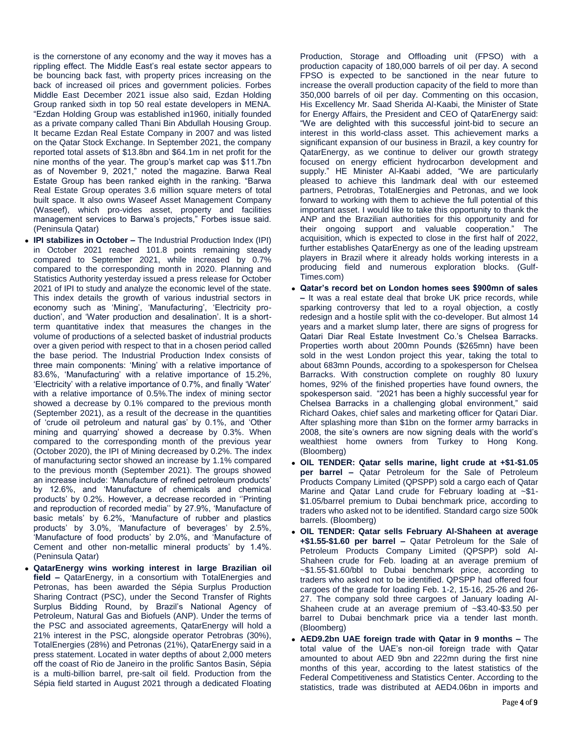is the cornerstone of any economy and the way it moves has a rippling effect. The Middle East's real estate sector appears to be bouncing back fast, with property prices increasing on the back of increased oil prices and government policies. Forbes Middle East December 2021 issue also said, Ezdan Holding Group ranked sixth in top 50 real estate developers in MENA. "Ezdan Holding Group was established in1960, initially founded as a private company called Thani Bin Abdullah Housing Group. It became Ezdan Real Estate Company in 2007 and was listed on the Qatar Stock Exchange. In September 2021, the company reported total assets of $13.8bn and $64.1m in net profit for the nine months of the year. The group's market cap was $11.7bn as of November 9, 2021," noted the magazine. Barwa Real Estate Group has been ranked eighth in the ranking. "Barwa Real Estate Group operates 3.6 million square meters of total built space. It also owns Waseef Asset Management Company (Waseef), which pro-vides asset, property and facilities management services to Barwa's projects," Forbes issue said. (Peninsula Qatar)

- **IPI stabilizes in October –** The Industrial Production Index (IPI) in October 2021 reached 101.8 points remaining steady compared to September 2021, while increased by 0.7% compared to the corresponding month in 2020. Planning and Statistics Authority yesterday issued a press release for October 2021 of IPI to study and analyze the economic level of the state. This index details the growth of various industrial sectors in economy such as 'Mining', 'Manufacturing', 'Electricity pro-duction', and 'Water production and desalination'. It is a short-term quantitative index that measures the changes in the volume of productions of a selected basket of industrial products over a given period with respect to that in a chosen period called the base period. The Industrial Production Index consists of three main components: 'Mining' with a relative importance of 83.6%, 'Manufacturing' with a relative importance of 15.2%, 'Electricity' with a relative importance of 0.7%, and finally 'Water' with a relative importance of 0.5%.The index of mining sector showed a decrease by 0.1% compared to the previous month (September 2021), as a result of the decrease in the quantities of 'crude oil petroleum and natural gas' by 0.1%, and 'Other mining and quarrying' showed a decrease by 0.3%. When compared to the corresponding month of the previous year (October 2020), the IPI of Mining decreased by 0.2%. The index of manufacturing sector showed an increase by 1.1% compared to the previous month (September 2021). The groups showed an increase include: 'Manufacture of refined petroleum products' by 12.6%, and 'Manufacture of chemicals and chemical products' by 0.2%. However, a decrease recorded in ''Printing and reproduction of recorded media'' by 27.9%, 'Manufacture of basic metals' by 6.2%, 'Manufacture of rubber and plastics products' by 3.0%, 'Manufacture of beverages' by 2.5%, 'Manufacture of food products' by 2.0%, and 'Manufacture of Cement and other non-metallic mineral products' by 1.4%. (Peninsula Qatar)
- **QatarEnergy wins working interest in large Brazilian oil field –** QatarEnergy, in a consortium with TotalEnergies and Petronas, has been awarded the Sépia Surplus Production Sharing Contract (PSC), under the Second Transfer of Rights Surplus Bidding Round, by Brazil's National Agency of Petroleum, Natural Gas and Biofuels (ANP). Under the terms of the PSC and associated agreements, QatarEnergy will hold a 21% interest in the PSC, alongside operator Petrobras (30%), TotalEnergies (28%) and Petronas (21%), QatarEnergy said in a press statement. Located in water depths of about 2,000 meters off the coast of Rio de Janeiro in the prolific Santos Basin, Sépia is a multi-billion barrel, pre-salt oil field. Production from the Sépia field started in August 2021 through a dedicated Floating Production, Storage and Offloading unit (FPSO) with a production capacity of 180,000 barrels of oil per day. A second FPSO is expected to be sanctioned in the near future to increase the overall production capacity of the field to more than 350,000 barrels of oil per day. Commenting on this occasion, His Excellency Mr. Saad Sherida Al-Kaabi, the Minister of State for Energy Affairs, the President and CEO of QatarEnergy said: "We are delighted with this successful joint-bid to secure an interest in this world-class asset. This achievement marks a significant expansion of our business in Brazil, a key country for QatarEnergy, as we continue to deliver our growth strategy focused on energy efficient hydrocarbon development and supply." HE Minister Al-Kaabi added, "We are particularly pleased to achieve this landmark deal with our esteemed partners, Petrobras, TotalEnergies and Petronas, and we look forward to working with them to achieve the full potential of this important asset. I would like to take this opportunity to thank the ANP and the Brazilian authorities for this opportunity and for their ongoing support and valuable cooperation." The acquisition, which is expected to close in the first half of 2022, further establishes QatarEnergy as one of the leading upstream players in Brazil where it already holds working interests in a producing field and numerous exploration blocks. (Gulf-Times.com)
- **Qatar's record bet on London homes sees $900mn of sales –** It was a real estate deal that broke UK price records, while sparking controversy that led to a royal objection, a costly redesign and a hostile split with the co-developer. But almost 14 years and a market slump later, there are signs of progress for Qatari Diar Real Estate Investment Co.'s Chelsea Barracks. Properties worth about 200mn Pounds ($265mn) have been sold in the west London project this year, taking the total to about 683mn Pounds, according to a spokesperson for Chelsea Barracks. With construction complete on roughly 80 luxury homes, 92% of the finished properties have found owners, the spokesperson said. "2021 has been a highly successful year for Chelsea Barracks in a challenging global environment," said Richard Oakes, chief sales and marketing officer for Qatari Diar. After splashing more than $1bn on the former army barracks in 2008, the site's owners are now signing deals with the world's wealthiest home owners from Turkey to Hong Kong. (Bloomberg)
- **OIL TENDER: Qatar sells marine, light crude at +$1-$1.05 per barrel –** Qatar Petroleum for the Sale of Petroleum Products Company Limited (QPSPP) sold a cargo each of Qatar Marine and Qatar Land crude for February loading at ~$1-$1.05/barrel premium to Dubai benchmark price, according to traders who asked not to be identified. Standard cargo size 500k barrels. (Bloomberg)
- **OIL TENDER: Qatar sells February Al-Shaheen at average +$1.55-$1.60 per barrel –** Qatar Petroleum for the Sale of Petroleum Products Company Limited (QPSPP) sold Al-Shaheen crude for Feb. loading at an average premium of ~$1.55-$1.60/bbl to Dubai benchmark price, according to traders who asked not to be identified. QPSPP had offered four cargoes of the grade for loading Feb. 1-2, 15-16, 25-26 and 26-27. The company sold three cargoes of January loading Al-Shaheen crude at an average premium of ~$3.40-$3.50 per barrel to Dubai benchmark price via a tender last month. (Bloomberg)
- **AED9.2bn UAE foreign trade with Qatar in 9 months –** The total value of the UAE's non-oil foreign trade with Qatar amounted to about AED 9bn and 222mn during the first nine months of this year, according to the latest statistics of the Federal Competitiveness and Statistics Center. According to the statistics, trade was distributed at AED4.06bn in imports and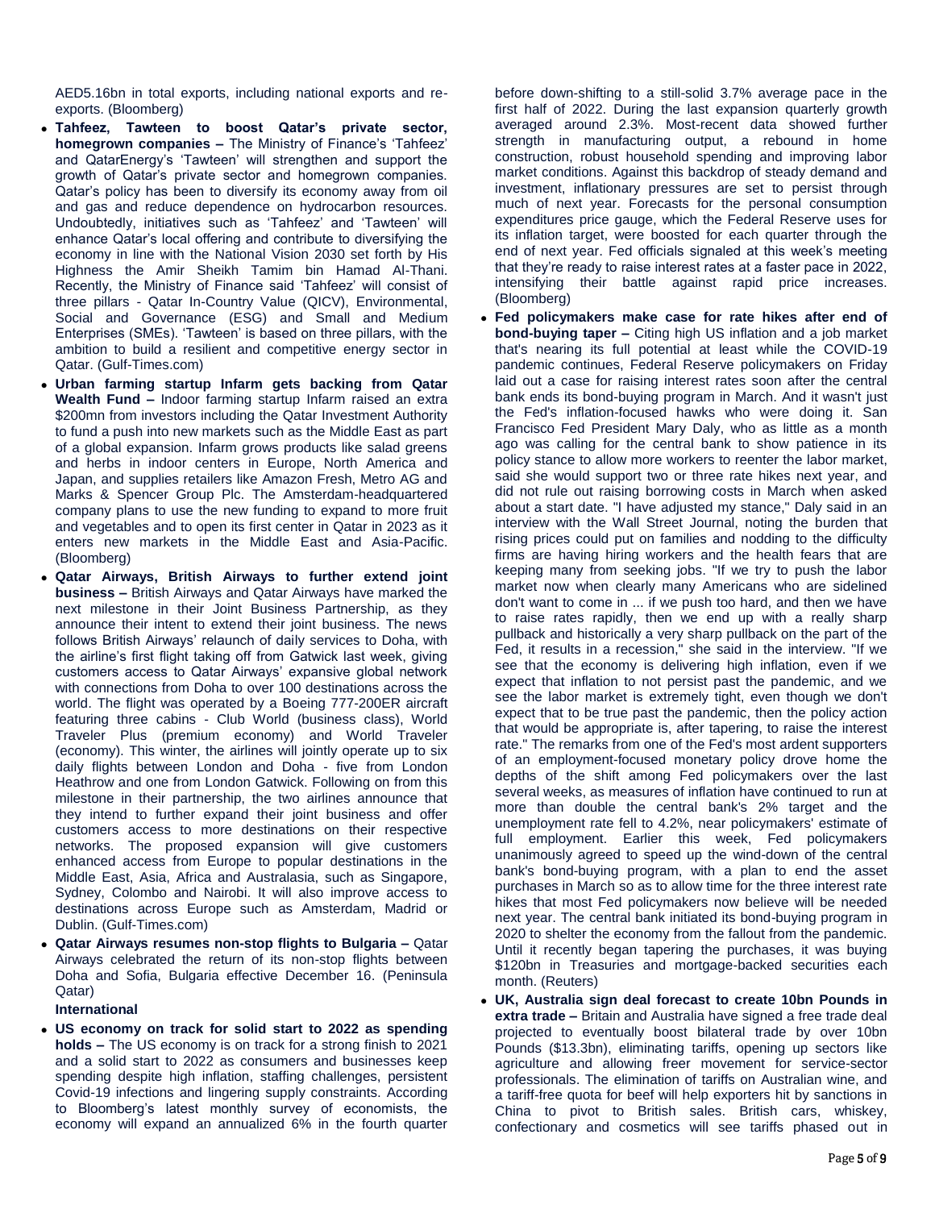AED5.16bn in total exports, including national exports and re-exports. (Bloomberg)

- **Tahfeez, Tawteen to boost Qatar's private sector, homegrown companies –** The Ministry of Finance's 'Tahfeez' and QatarEnergy's 'Tawteen' will strengthen and support the growth of Qatar's private sector and homegrown companies. Qatar's policy has been to diversify its economy away from oil and gas and reduce dependence on hydrocarbon resources. Undoubtedly, initiatives such as 'Tahfeez' and 'Tawteen' will enhance Qatar's local offering and contribute to diversifying the economy in line with the National Vision 2030 set forth by His Highness the Amir Sheikh Tamim bin Hamad Al-Thani. Recently, the Ministry of Finance said 'Tahfeez' will consist of three pillars - Qatar In-Country Value (QICV), Environmental, Social and Governance (ESG) and Small and Medium Enterprises (SMEs). 'Tawteen' is based on three pillars, with the ambition to build a resilient and competitive energy sector in Qatar. (Gulf-Times.com)
- **Urban farming startup Infarm gets backing from Qatar Wealth Fund –** Indoor farming startup Infarm raised an extra $200mn from investors including the Qatar Investment Authority to fund a push into new markets such as the Middle East as part of a global expansion. Infarm grows products like salad greens and herbs in indoor centers in Europe, North America and Japan, and supplies retailers like Amazon Fresh, Metro AG and Marks & Spencer Group Plc. The Amsterdam-headquartered company plans to use the new funding to expand to more fruit and vegetables and to open its first center in Qatar in 2023 as it enters new markets in the Middle East and Asia-Pacific. (Bloomberg)
- **Qatar Airways, British Airways to further extend joint business –** British Airways and Qatar Airways have marked the next milestone in their Joint Business Partnership, as they announce their intent to extend their joint business. The news follows British Airways' relaunch of daily services to Doha, with the airline's first flight taking off from Gatwick last week, giving customers access to Qatar Airways' expansive global network with connections from Doha to over 100 destinations across the world. The flight was operated by a Boeing 777-200ER aircraft featuring three cabins - Club World (business class), World Traveler Plus (premium economy) and World Traveler (economy). This winter, the airlines will jointly operate up to six daily flights between London and Doha - five from London Heathrow and one from London Gatwick. Following on from this milestone in their partnership, the two airlines announce that they intend to further expand their joint business and offer customers access to more destinations on their respective networks. The proposed expansion will give customers enhanced access from Europe to popular destinations in the Middle East, Asia, Africa and Australasia, such as Singapore, Sydney, Colombo and Nairobi. It will also improve access to destinations across Europe such as Amsterdam, Madrid or Dublin. (Gulf-Times.com)
- **Qatar Airways resumes non-stop flights to Bulgaria –** Qatar Airways celebrated the return of its non-stop flights between Doha and Sofia, Bulgaria effective December 16. (Peninsula Qatar)

**International**

- **US economy on track for solid start to 2022 as spending holds –** The US economy is on track for a strong finish to 2021 and a solid start to 2022 as consumers and businesses keep spending despite high inflation, staffing challenges, persistent Covid-19 infections and lingering supply constraints. According to Bloomberg's latest monthly survey of economists, the economy will expand an annualized 6% in the fourth quarter before down-shifting to a still-solid 3.7% average pace in the first half of 2022. During the last expansion quarterly growth averaged around 2.3%. Most-recent data showed further strength in manufacturing output, a rebound in home construction, robust household spending and improving labor market conditions. Against this backdrop of steady demand and investment, inflationary pressures are set to persist through much of next year. Forecasts for the personal consumption expenditures price gauge, which the Federal Reserve uses for its inflation target, were boosted for each quarter through the end of next year. Fed officials signaled at this week's meeting that they're ready to raise interest rates at a faster pace in 2022, intensifying their battle against rapid price increases. (Bloomberg)
- **Fed policymakers make case for rate hikes after end of bond-buying taper –** Citing high US inflation and a job market that's nearing its full potential at least while the COVID-19 pandemic continues, Federal Reserve policymakers on Friday laid out a case for raising interest rates soon after the central bank ends its bond-buying program in March. And it wasn't just the Fed's inflation-focused hawks who were doing it. San Francisco Fed President Mary Daly, who as little as a month ago was calling for the central bank to show patience in its policy stance to allow more workers to reenter the labor market, said she would support two or three rate hikes next year, and did not rule out raising borrowing costs in March when asked about a start date. "I have adjusted my stance," Daly said in an interview with the Wall Street Journal, noting the burden that rising prices could put on families and nodding to the difficulty firms are having hiring workers and the health fears that are keeping many from seeking jobs. "If we try to push the labor market now when clearly many Americans who are sidelined don't want to come in ... if we push too hard, and then we have to raise rates rapidly, then we end up with a really sharp pullback and historically a very sharp pullback on the part of the Fed, it results in a recession," she said in the interview. "If we see that the economy is delivering high inflation, even if we expect that inflation to not persist past the pandemic, and we see the labor market is extremely tight, even though we don't expect that to be true past the pandemic, then the policy action that would be appropriate is, after tapering, to raise the interest rate." The remarks from one of the Fed's most ardent supporters of an employment-focused monetary policy drove home the depths of the shift among Fed policymakers over the last several weeks, as measures of inflation have continued to run at more than double the central bank's 2% target and the unemployment rate fell to 4.2%, near policymakers' estimate of full employment. Earlier this week, Fed policymakers unanimously agreed to speed up the wind-down of the central bank's bond-buying program, with a plan to end the asset purchases in March so as to allow time for the three interest rate hikes that most Fed policymakers now believe will be needed next year. The central bank initiated its bond-buying program in 2020 to shelter the economy from the fallout from the pandemic. Until it recently began tapering the purchases, it was buying $120bn in Treasuries and mortgage-backed securities each month. (Reuters)
- **UK, Australia sign deal forecast to create 10bn Pounds in extra trade –** Britain and Australia have signed a free trade deal projected to eventually boost bilateral trade by over 10bn Pounds ($13.3bn), eliminating tariffs, opening up sectors like agriculture and allowing freer movement for service-sector professionals. The elimination of tariffs on Australian wine, and a tariff-free quota for beef will help exporters hit by sanctions in China to pivot to British sales. British cars, whiskey, confectionary and cosmetics will see tariffs phased out in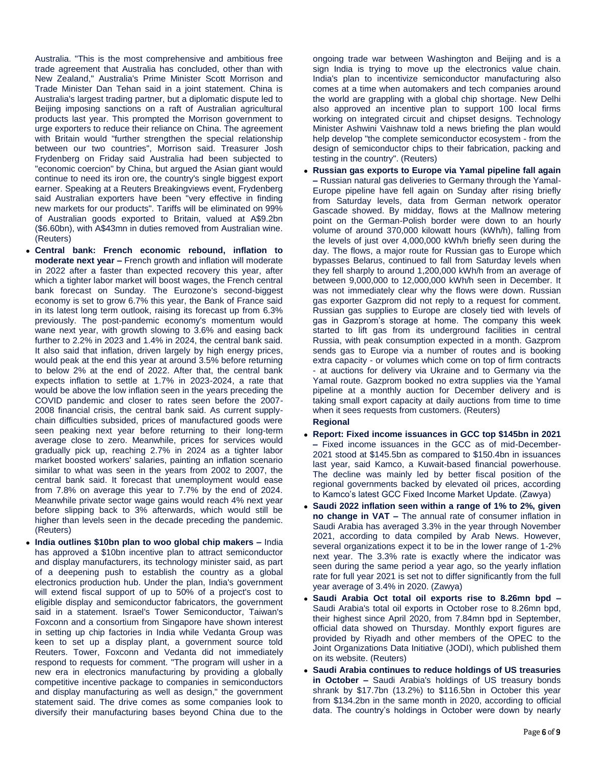Australia. "This is the most comprehensive and ambitious free trade agreement that Australia has concluded, other than with New Zealand," Australia's Prime Minister Scott Morrison and Trade Minister Dan Tehan said in a joint statement. China is Australia's largest trading partner, but a diplomatic dispute led to Beijing imposing sanctions on a raft of Australian agricultural products last year. This prompted the Morrison government to urge exporters to reduce their reliance on China. The agreement with Britain would "further strengthen the special relationship between our two countries", Morrison said. Treasurer Josh Frydenberg on Friday said Australia had been subjected to "economic coercion" by China, but argued the Asian giant would continue to need its iron ore, the country's single biggest export earner. Speaking at a Reuters Breakingviews event, Frydenberg said Australian exporters have been "very effective in finding new markets for our products". Tariffs will be eliminated on 99% of Australian goods exported to Britain, valued at A$9.2bn ($6.60bn), with A$43mn in duties removed from Australian wine. (Reuters)

- **Central bank: French economic rebound, inflation to moderate next year –** French growth and inflation will moderate in 2022 after a faster than expected recovery this year, after which a tighter labor market will boost wages, the French central bank forecast on Sunday. The Eurozone's second-biggest economy is set to grow 6.7% this year, the Bank of France said in its latest long term outlook, raising its forecast up from 6.3% previously. The post-pandemic economy's momentum would wane next year, with growth slowing to 3.6% and easing back further to 2.2% in 2023 and 1.4% in 2024, the central bank said. It also said that inflation, driven largely by high energy prices, would peak at the end this year at around 3.5% before returning to below 2% at the end of 2022. After that, the central bank expects inflation to settle at 1.7% in 2023-2024, a rate that would be above the low inflation seen in the years preceding the COVID pandemic and closer to rates seen before the 2007-2008 financial crisis, the central bank said. As current supply-chain difficulties subsided, prices of manufactured goods were seen peaking next year before returning to their long-term average close to zero. Meanwhile, prices for services would gradually pick up, reaching 2.7% in 2024 as a tighter labor market boosted workers' salaries, painting an inflation scenario similar to what was seen in the years from 2002 to 2007, the central bank said. It forecast that unemployment would ease from 7.8% on average this year to 7.7% by the end of 2024. Meanwhile private sector wage gains would reach 4% next year before slipping back to 3% afterwards, which would still be higher than levels seen in the decade preceding the pandemic. (Reuters)
- **India outlines $10bn plan to woo global chip makers –** India has approved a $10bn incentive plan to attract semiconductor and display manufacturers, its technology minister said, as part of a deepening push to establish the country as a global electronics production hub. Under the plan, India's government will extend fiscal support of up to 50% of a project's cost to eligible display and semiconductor fabricators, the government said in a statement. Israel's Tower Semiconductor, Taiwan's Foxconn and a consortium from Singapore have shown interest in setting up chip factories in India while Vedanta Group was keen to set up a display plant, a government source told Reuters. Tower, Foxconn and Vedanta did not immediately respond to requests for comment. "The program will usher in a new era in electronics manufacturing by providing a globally competitive incentive package to companies in semiconductors and display manufacturing as well as design," the government statement said. The drive comes as some companies look to diversify their manufacturing bases beyond China due to the ongoing trade war between Washington and Beijing and is a sign India is trying to move up the electronics value chain. India's plan to incentivize semiconductor manufacturing also comes at a time when automakers and tech companies around the world are grappling with a global chip shortage. New Delhi also approved an incentive plan to support 100 local firms working on integrated circuit and chipset designs. Technology Minister Ashwini Vaishnaw told a news briefing the plan would help develop "the complete semiconductor ecosystem - from the design of semiconductor chips to their fabrication, packing and testing in the country". (Reuters)
- **Russian gas exports to Europe via Yamal pipeline fall again –** Russian natural gas deliveries to Germany through the Yamal-Europe pipeline have fell again on Sunday after rising briefly from Saturday levels, data from German network operator Gascade showed. By midday, flows at the Mallnow metering point on the German-Polish border were down to an hourly volume of around 370,000 kilowatt hours (kWh/h), falling from the levels of just over 4,000,000 kWh/h briefly seen during the day. The flows, a major route for Russian gas to Europe which bypasses Belarus, continued to fall from Saturday levels when they fell sharply to around 1,200,000 kWh/h from an average of between 9,000,000 to 12,000,000 kWh/h seen in December. It was not immediately clear why the flows were down. Russian gas exporter Gazprom did not reply to a request for comment. Russian gas supplies to Europe are closely tied with levels of gas in Gazprom's storage at home. The company this week started to lift gas from its underground facilities in central Russia, with peak consumption expected in a month. Gazprom sends gas to Europe via a number of routes and is booking extra capacity - or volumes which come on top of firm contracts - at auctions for delivery via Ukraine and to Germany via the Yamal route. Gazprom booked no extra supplies via the Yamal pipeline at a monthly auction for December delivery and is taking small export capacity at daily auctions from time to time when it sees requests from customers. (Reuters)

**Regional**

- **Report: Fixed income issuances in GCC top $145bn in 2021 –** Fixed income issuances in the GCC as of mid-December-2021 stood at $145.5bn as compared to $150.4bn in issuances last year, said Kamco, a Kuwait-based financial powerhouse. The decline was mainly led by better fiscal position of the regional governments backed by elevated oil prices, according to Kamco's latest GCC Fixed Income Market Update. (Zawya)
- **Saudi 2022 inflation seen within a range of 1% to 2%, given no change in VAT –** The annual rate of consumer inflation in Saudi Arabia has averaged 3.3% in the year through November 2021, according to data compiled by Arab News. However, several organizations expect it to be in the lower range of 1-2% next year. The 3.3% rate is exactly where the indicator was seen during the same period a year ago, so the yearly inflation rate for full year 2021 is set not to differ significantly from the full year average of 3.4% in 2020. (Zawya)
- **Saudi Arabia Oct total oil exports rise to 8.26mn bpd –** Saudi Arabia's total oil exports in October rose to 8.26mn bpd, their highest since April 2020, from 7.84mn bpd in September, official data showed on Thursday. Monthly export figures are provided by Riyadh and other members of the OPEC to the Joint Organizations Data Initiative (JODI), which published them on its website. (Reuters)
- **Saudi Arabia continues to reduce holdings of US treasuries in October –** Saudi Arabia's holdings of US treasury bonds shrank by $17.7bn (13.2%) to $116.5bn in October this year from $134.2bn in the same month in 2020, according to official data. The country's holdings in October were down by nearly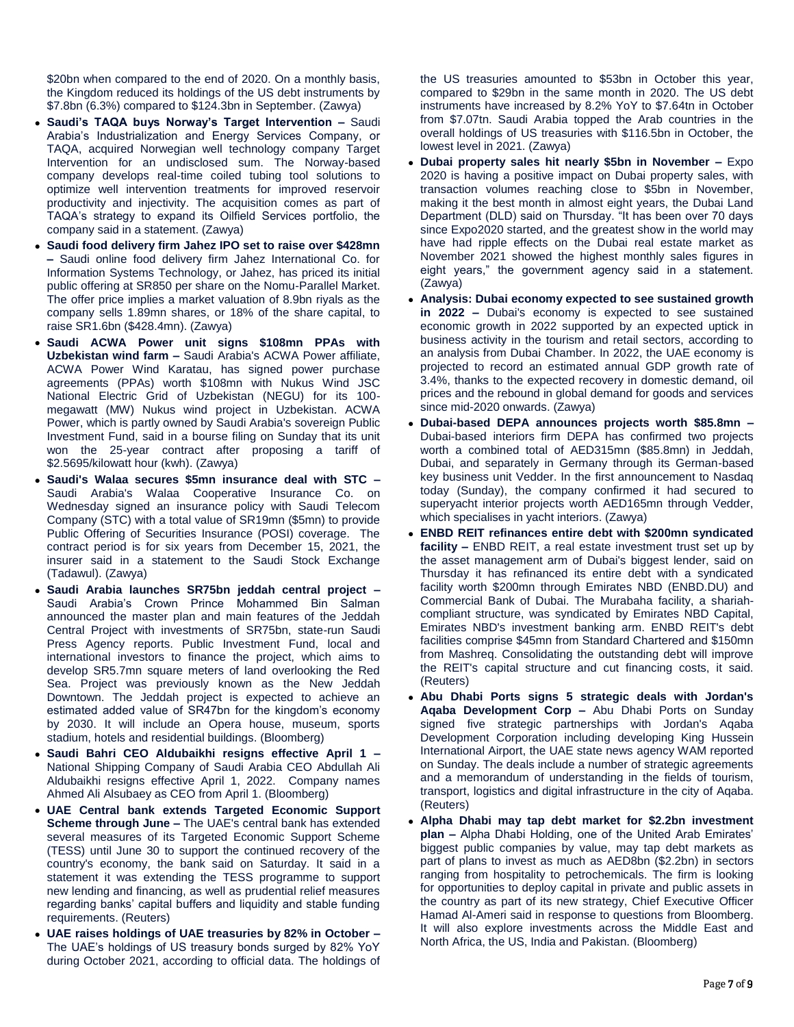$20bn when compared to the end of 2020. On a monthly basis, the Kingdom reduced its holdings of the US debt instruments by $7.8bn (6.3%) compared to $124.3bn in September. (Zawya)

- **Saudi's TAQA buys Norway's Target Intervention –** Saudi Arabia's Industrialization and Energy Services Company, or TAQA, acquired Norwegian well technology company Target Intervention for an undisclosed sum. The Norway-based company develops real-time coiled tubing tool solutions to optimize well intervention treatments for improved reservoir productivity and injectivity. The acquisition comes as part of TAQA's strategy to expand its Oilfield Services portfolio, the company said in a statement. (Zawya)
- **Saudi food delivery firm Jahez IPO set to raise over $428mn –** Saudi online food delivery firm Jahez International Co. for Information Systems Technology, or Jahez, has priced its initial public offering at SR850 per share on the Nomu-Parallel Market. The offer price implies a market valuation of 8.9bn riyals as the company sells 1.89mn shares, or 18% of the share capital, to raise SR1.6bn ($428.4mn). (Zawya)
- **Saudi ACWA Power unit signs $108mn PPAs with Uzbekistan wind farm –** Saudi Arabia's ACWA Power affiliate, ACWA Power Wind Karatau, has signed power purchase agreements (PPAs) worth $108mn with Nukus Wind JSC National Electric Grid of Uzbekistan (NEGU) for its 100-megawatt (MW) Nukus wind project in Uzbekistan. ACWA Power, which is partly owned by Saudi Arabia's sovereign Public Investment Fund, said in a bourse filing on Sunday that its unit won the 25-year contract after proposing a tariff of $2.5695/kilowatt hour (kwh). (Zawya)
- **Saudi's Walaa secures $5mn insurance deal with STC –** Saudi Arabia's Walaa Cooperative Insurance Co. on Wednesday signed an insurance policy with Saudi Telecom Company (STC) with a total value of SR19mn ($5mn) to provide Public Offering of Securities Insurance (POSI) coverage. The contract period is for six years from December 15, 2021, the insurer said in a statement to the Saudi Stock Exchange (Tadawul). (Zawya)
- **Saudi Arabia launches SR75bn jeddah central project –** Saudi Arabia's Crown Prince Mohammed Bin Salman announced the master plan and main features of the Jeddah Central Project with investments of SR75bn, state-run Saudi Press Agency reports. Public Investment Fund, local and international investors to finance the project, which aims to develop SR5.7mn square meters of land overlooking the Red Sea. Project was previously known as the New Jeddah Downtown. The Jeddah project is expected to achieve an estimated added value of SR47bn for the kingdom's economy by 2030. It will include an Opera house, museum, sports stadium, hotels and residential buildings. (Bloomberg)
- **Saudi Bahri CEO Aldubaikhi resigns effective April 1 –** National Shipping Company of Saudi Arabia CEO Abdullah Ali Aldubaikhi resigns effective April 1, 2022. Company names Ahmed Ali Alsubaey as CEO from April 1. (Bloomberg)
- **UAE Central bank extends Targeted Economic Support Scheme through June –** The UAE's central bank has extended several measures of its Targeted Economic Support Scheme (TESS) until June 30 to support the continued recovery of the country's economy, the bank said on Saturday. It said in a statement it was extending the TESS programme to support new lending and financing, as well as prudential relief measures regarding banks' capital buffers and liquidity and stable funding requirements. (Reuters)
- **UAE raises holdings of UAE treasuries by 82% in October –** The UAE's holdings of US treasury bonds surged by 82% YoY during October 2021, according to official data. The holdings of the US treasuries amounted to $53bn in October this year, compared to $29bn in the same month in 2020. The US debt instruments have increased by 8.2% YoY to $7.64tn in October from $7.07tn. Saudi Arabia topped the Arab countries in the overall holdings of US treasuries with $116.5bn in October, the lowest level in 2021. (Zawya)
- **Dubai property sales hit nearly $5bn in November –** Expo 2020 is having a positive impact on Dubai property sales, with transaction volumes reaching close to $5bn in November, making it the best month in almost eight years, the Dubai Land Department (DLD) said on Thursday. "It has been over 70 days since Expo2020 started, and the greatest show in the world may have had ripple effects on the Dubai real estate market as November 2021 showed the highest monthly sales figures in eight years," the government agency said in a statement. (Zawya)
- **Analysis: Dubai economy expected to see sustained growth in 2022 –** Dubai's economy is expected to see sustained economic growth in 2022 supported by an expected uptick in business activity in the tourism and retail sectors, according to an analysis from Dubai Chamber. In 2022, the UAE economy is projected to record an estimated annual GDP growth rate of 3.4%, thanks to the expected recovery in domestic demand, oil prices and the rebound in global demand for goods and services since mid-2020 onwards. (Zawya)
- **Dubai-based DEPA announces projects worth $85.8mn –** Dubai-based interiors firm DEPA has confirmed two projects worth a combined total of AED315mn ($85.8mn) in Jeddah, Dubai, and separately in Germany through its German-based key business unit Vedder. In the first announcement to Nasdaq today (Sunday), the company confirmed it had secured to superyacht interior projects worth AED165mn through Vedder, which specialises in yacht interiors. (Zawya)
- **ENBD REIT refinances entire debt with $200mn syndicated facility –** ENBD REIT, a real estate investment trust set up by the asset management arm of Dubai's biggest lender, said on Thursday it has refinanced its entire debt with a syndicated facility worth $200mn through Emirates NBD (ENBD.DU) and Commercial Bank of Dubai. The Murabaha facility, a shariah-compliant structure, was syndicated by Emirates NBD Capital, Emirates NBD's investment banking arm. ENBD REIT's debt facilities comprise $45mn from Standard Chartered and $150mn from Mashreq. Consolidating the outstanding debt will improve the REIT's capital structure and cut financing costs, it said. (Reuters)
- **Abu Dhabi Ports signs 5 strategic deals with Jordan's Aqaba Development Corp –** Abu Dhabi Ports on Sunday signed five strategic partnerships with Jordan's Aqaba Development Corporation including developing King Hussein International Airport, the UAE state news agency WAM reported on Sunday. The deals include a number of strategic agreements and a memorandum of understanding in the fields of tourism, transport, logistics and digital infrastructure in the city of Aqaba. (Reuters)
- **Alpha Dhabi may tap debt market for $2.2bn investment plan –** Alpha Dhabi Holding, one of the United Arab Emirates' biggest public companies by value, may tap debt markets as part of plans to invest as much as AED8bn ($2.2bn) in sectors ranging from hospitality to petrochemicals. The firm is looking for opportunities to deploy capital in private and public assets in the country as part of its new strategy, Chief Executive Officer Hamad Al-Ameri said in response to questions from Bloomberg. It will also explore investments across the Middle East and North Africa, the US, India and Pakistan. (Bloomberg)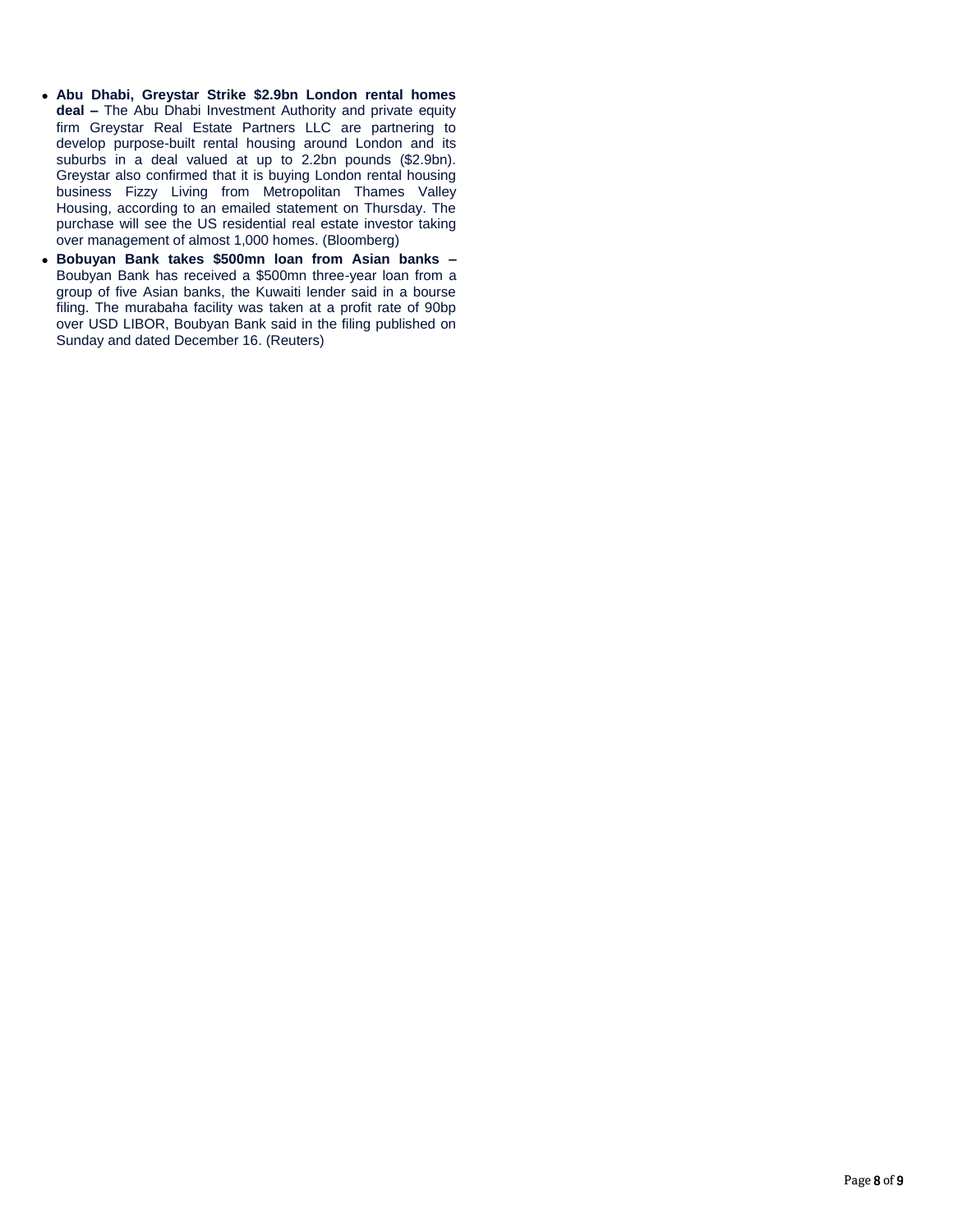- **Abu Dhabi, Greystar Strike $2.9bn London rental homes deal –** The Abu Dhabi Investment Authority and private equity firm Greystar Real Estate Partners LLC are partnering to develop purpose-built rental housing around London and its suburbs in a deal valued at up to 2.2bn pounds ($2.9bn). Greystar also confirmed that it is buying London rental housing business Fizzy Living from Metropolitan Thames Valley Housing, according to an emailed statement on Thursday. The purchase will see the US residential real estate investor taking over management of almost 1,000 homes. (Bloomberg)
- **Bobuyan Bank takes $500mn loan from Asian banks –** Boubyan Bank has received a $500mn three-year loan from a group of five Asian banks, the Kuwaiti lender said in a bourse filing. The murabaha facility was taken at a profit rate of 90bp over USD LIBOR, Boubyan Bank said in the filing published on Sunday and dated December 16. (Reuters)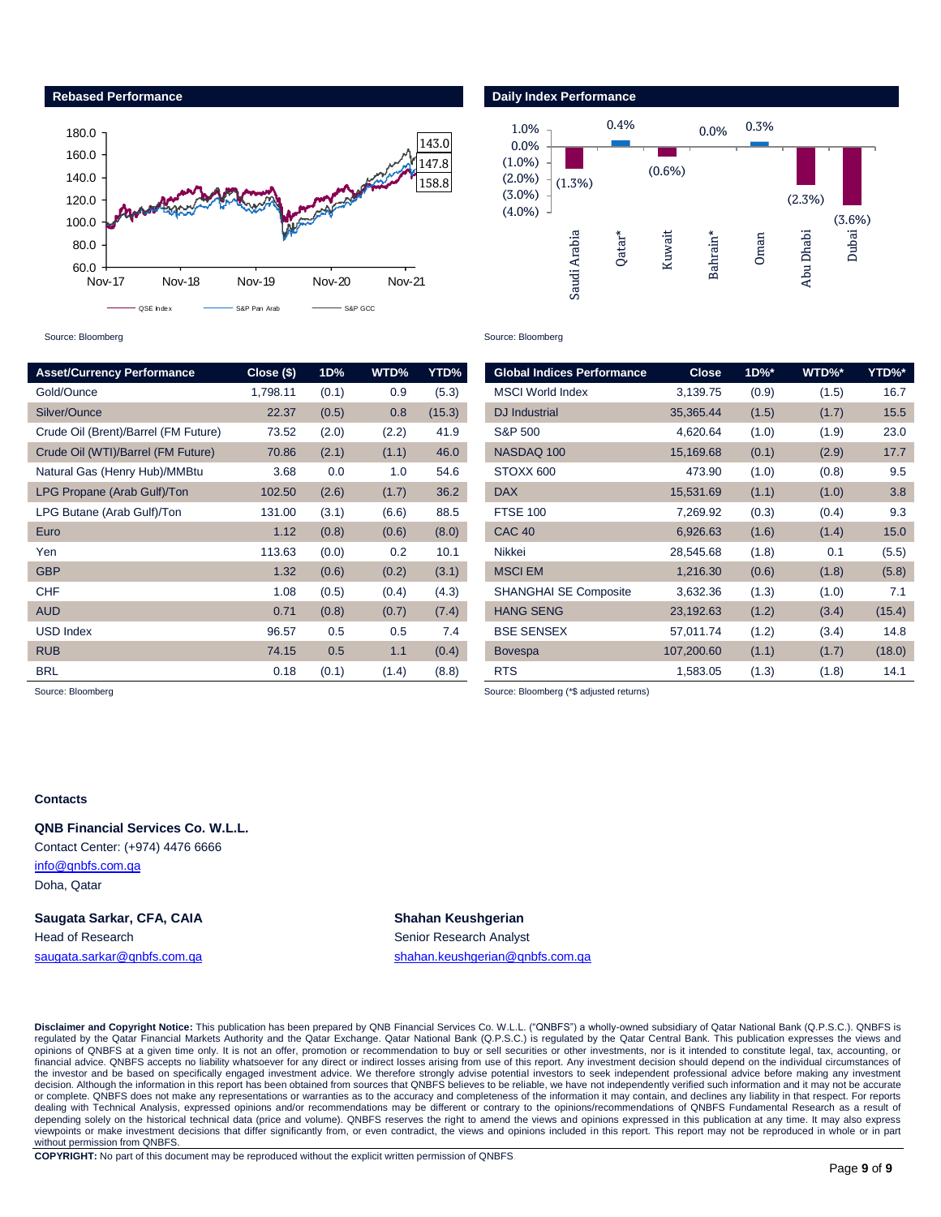**Rebased Performance**

180.0
160.0
140.0
120.0
100.0
80.0
60.0

Nov-17 Nov-18 Nov-19 Nov-20 Nov-21

143.0
147.8
158.8

QSE Index
S&P Pan Arab
S&P GCC

Source: Bloomberg

**Daily Index Performance**

1.0%
0.0%
(1.0%)
(2.0%)
(3.0%)
(4.0%)

(1.3%) 0.4% (0.6%) 0.0% 0.3% (2.3%) (3.6%)

Saudi Arabia
Qatar*
Kuwait
Bahrain*
Oman
Abu Dhabi
Dubai

Source: Bloomberg

| Asset/Currency Performance | Close ($) | 1D% | WTD% | YTD% |
|---|---|---|---|---|
| Gold/Ounce | 1,798.11 | (0.1) | 0.9 | (5.3) |
| Silver/Ounce | 22.37 | (0.5) | 0.8 | (15.3) |
| Crude Oil (Brent)/Barrel (FM Future) | 73.52 | (2.0) | (2.2) | 41.9 |
| Crude Oil (WTI)/Barrel (FM Future) | 70.86 | (2.1) | (1.1) | 46.0 |
| Natural Gas (Henry Hub)/MMBtu | 3.68 | 0.0 | 1.0 | 54.6 |
| LPG Propane (Arab Gulf)/Ton | 102.50 | (2.6) | (1.7) | 36.2 |
| LPG Butane (Arab Gulf)/Ton | 131.00 | (3.1) | (6.6) | 88.5 |
| Euro | 1.12 | (0.8) | (0.6) | (8.0) |
| Yen | 113.63 | (0.0) | 0.2 | 10.1 |
| GBP | 1.32 | (0.6) | (0.2) | (3.1) |
| CHF | 1.08 | (0.5) | (0.4) | (4.3) |
| AUD | 0.71 | (0.8) | (0.7) | (7.4) |
| USD Index | 96.57 | 0.5 | 0.5 | 7.4 |
| RUB | 74.15 | 0.5 | 1.1 | (0.4) |
| BRL | 0.18 | (0.1) | (1.4) | (8.8) |

Source: Bloomberg

| Global Indices Performance | Close | 1D%* | WTD%* | YTD%* |
|---|---|---|---|---|
| MSCI World Index | 3,139.75 | (0.9) | (1.5) | 16.7 |
| DJ Industrial | 35,365.44 | (1.5) | (1.7) | 15.5 |
| S&P 500 | 4,620.64 | (1.0) | (1.9) | 23.0 |
| NASDAQ 100 | 15,169.68 | (0.1) | (2.9) | 17.7 |
| STOXX 600 | 473.90 | (1.0) | (0.8) | 9.5 |
| DAX | 15,531.69 | (1.1) | (1.0) | 3.8 |
| FTSE 100 | 7,269.92 | (0.3) | (0.4) | 9.3 |
| CAC 40 | 6,926.63 | (1.6) | (1.4) | 15.0 |
| Nikkei | 28,545.68 | (1.8) | 0.1 | (5.5) |
| MSCI EM | 1,216.30 | (0.6) | (1.8) | (5.8) |
| SHANGHAI SE Composite | 3,632.36 | (1.3) | (1.0) | 7.1 |
| HANG SENG | 23,192.63 | (1.2) | (3.4) | (15.4) |
| BSE SENSEX | 57,011.74 | (1.2) | (3.4) | 14.8 |
| Bovespa | 107,200.60 | (1.1) | (1.7) | (18.0) |
| RTS | 1,583.05 | (1.3) | (1.8) | 14.1 |

Source: Bloomberg (*$ adjusted returns)

**Contacts**

**QNB Financial Services Co. W.L.L.**
Contact Center: (+974) 4476 6666
info@qnbfs.com.qa
Doha, Qatar

**Saugata Sarkar, CFA, CAIA**
Head of Research
saugata.sarkar@qnbfs.com.qa

**Shahan Keushgerian**
Senior Research Analyst
shahan.keushgerian@qnbfs.com.qa

**Disclaimer and Copyright Notice:** This publication has been prepared by QNB Financial Services Co. W.L.L. ("QNBFS") a wholly-owned subsidiary of Qatar National Bank (Q.P.S.C.). QNBFS is regulated by the Qatar Financial Markets Authority and the Qatar Exchange. Qatar National Bank (Q.P.S.C.) is regulated by the Qatar Central Bank. This publication expresses the views and opinions of QNBFS at a given time only. It is not an offer, promotion or recommendation to buy or sell securities or other investments, nor is it intended to constitute legal, tax, accounting, or financial advice. QNBFS accepts no liability whatsoever for any direct or indirect losses arising from use of this report. Any investment decision should depend on the individual circumstances of the investor and be based on specifically engaged investment advice. We therefore strongly advise potential investors to seek independent professional advice before making any investment decision. Although the information in this report has been obtained from sources that QNBFS believes to be reliable, we have not independently verified such information and it may not be accurate or complete. QNBFS does not make any representations or warranties as to the accuracy and completeness of the information it may contain, and declines any liability in that respect. For reports dealing with Technical Analysis, expressed opinions and/or recommendations may be different or contrary to the opinions/recommendations of QNBFS Fundamental Research as a result of depending solely on the historical technical data (price and volume). QNBFS reserves the right to amend the views and opinions expressed in this publication at any time. It may also express viewpoints or make investment decisions that differ significantly from, or even contradict, the views and opinions included in this report. This report may not be reproduced in whole or in part without permission from QNBFS.

**COPYRIGHT:** No part of this document may be reproduced without the explicit written permission of QNBFS